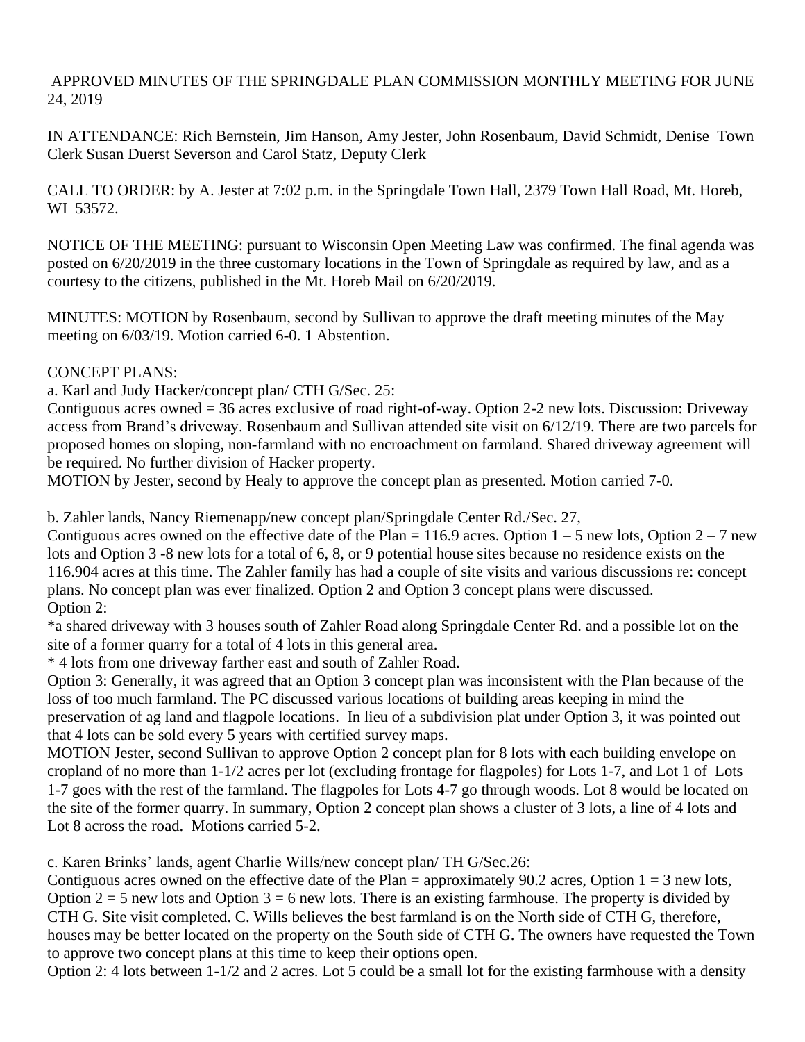APPROVED MINUTES OF THE SPRINGDALE PLAN COMMISSION MONTHLY MEETING FOR JUNE 24, 2019

IN ATTENDANCE: Rich Bernstein, Jim Hanson, Amy Jester, John Rosenbaum, David Schmidt, Denise Town Clerk Susan Duerst Severson and Carol Statz, Deputy Clerk

CALL TO ORDER: by A. Jester at 7:02 p.m. in the Springdale Town Hall, 2379 Town Hall Road, Mt. Horeb, WI 53572.

NOTICE OF THE MEETING: pursuant to Wisconsin Open Meeting Law was confirmed. The final agenda was posted on 6/20/2019 in the three customary locations in the Town of Springdale as required by law, and as a courtesy to the citizens, published in the Mt. Horeb Mail on 6/20/2019.

MINUTES: MOTION by Rosenbaum, second by Sullivan to approve the draft meeting minutes of the May meeting on 6/03/19. Motion carried 6-0. 1 Abstention.

CONCEPT PLANS:

a. Karl and Judy Hacker/concept plan/ CTH G/Sec. 25:

Contiguous acres owned = 36 acres exclusive of road right-of-way. Option 2-2 new lots. Discussion: Driveway access from Brand's driveway. Rosenbaum and Sullivan attended site visit on 6/12/19. There are two parcels for proposed homes on sloping, non-farmland with no encroachment on farmland. Shared driveway agreement will be required. No further division of Hacker property.

MOTION by Jester, second by Healy to approve the concept plan as presented. Motion carried 7-0.

b. Zahler lands, Nancy Riemenapp/new concept plan/Springdale Center Rd./Sec. 27,

Contiguous acres owned on the effective date of the Plan = 116.9 acres. Option 1 – 5 new lots, Option 2 – 7 new lots and Option 3 -8 new lots for a total of 6, 8, or 9 potential house sites because no residence exists on the 116.904 acres at this time. The Zahler family has had a couple of site visits and various discussions re: concept plans. No concept plan was ever finalized. Option 2 and Option 3 concept plans were discussed.

Option 2:

*a shared driveway with 3 houses south of Zahler Road along Springdale Center Rd. and a possible lot on the site of a former quarry for a total of 4 lots in this general area.

* 4 lots from one driveway farther east and south of Zahler Road.

Option 3: Generally, it was agreed that an Option 3 concept plan was inconsistent with the Plan because of the loss of too much farmland. The PC discussed various locations of building areas keeping in mind the preservation of ag land and flagpole locations. In lieu of a subdivision plat under Option 3, it was pointed out that 4 lots can be sold every 5 years with certified survey maps.

MOTION Jester, second Sullivan to approve Option 2 concept plan for 8 lots with each building envelope on cropland of no more than 1-1/2 acres per lot (excluding frontage for flagpoles) for Lots 1-7, and Lot 1 of Lots 1-7 goes with the rest of the farmland. The flagpoles for Lots 4-7 go through woods. Lot 8 would be located on the site of the former quarry. In summary, Option 2 concept plan shows a cluster of 3 lots, a line of 4 lots and Lot 8 across the road. Motions carried 5-2.

c. Karen Brinks' lands, agent Charlie Wills/new concept plan/ TH G/Sec.26:

Contiguous acres owned on the effective date of the Plan = approximately 90.2 acres, Option 1 = 3 new lots, Option 2 = 5 new lots and Option 3 = 6 new lots. There is an existing farmhouse. The property is divided by CTH G. Site visit completed. C. Wills believes the best farmland is on the North side of CTH G, therefore, houses may be better located on the property on the South side of CTH G. The owners have requested the Town to approve two concept plans at this time to keep their options open.

Option 2: 4 lots between 1-1/2 and 2 acres. Lot 5 could be a small lot for the existing farmhouse with a density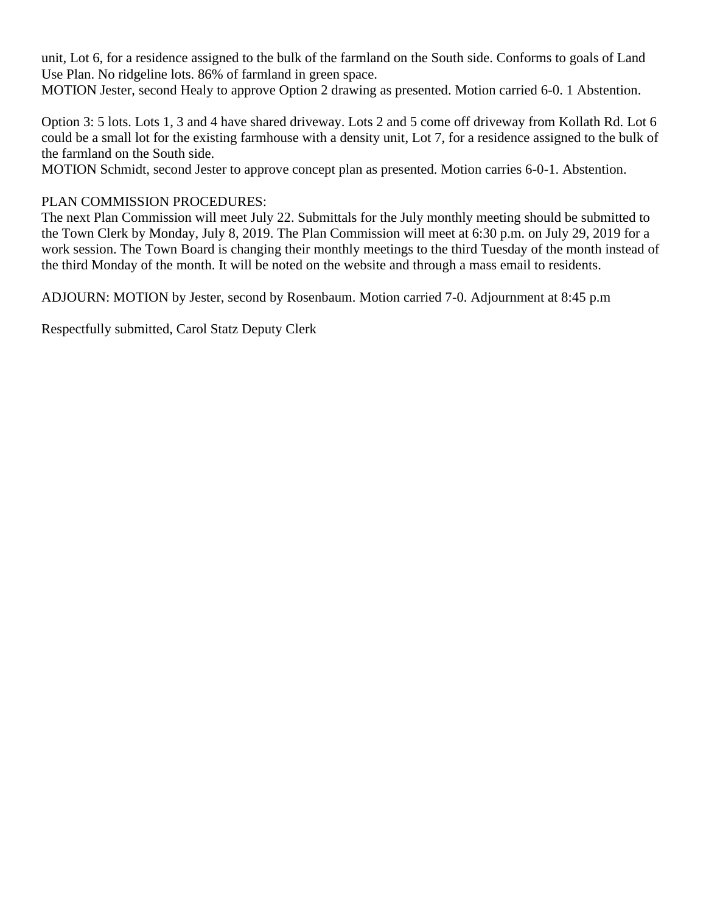unit, Lot 6, for a residence assigned to the bulk of the farmland on the South side. Conforms to goals of Land Use Plan. No ridgeline lots. 86% of farmland in green space.
MOTION Jester, second Healy to approve Option 2 drawing as presented. Motion carried 6-0. 1 Abstention.

Option 3: 5 lots. Lots 1, 3 and 4 have shared driveway. Lots 2 and 5 come off driveway from Kollath Rd. Lot 6 could be a small lot for the existing farmhouse with a density unit, Lot 7, for a residence assigned to the bulk of the farmland on the South side.
MOTION Schmidt, second Jester to approve concept plan as presented. Motion carries 6-0-1. Abstention.

PLAN COMMISSION PROCEDURES:
The next Plan Commission will meet July 22. Submittals for the July monthly meeting should be submitted to the Town Clerk by Monday, July 8, 2019. The Plan Commission will meet at 6:30 p.m. on July 29, 2019 for a work session. The Town Board is changing their monthly meetings to the third Tuesday of the month instead of the third Monday of the month. It will be noted on the website and through a mass email to residents.

ADJOURN: MOTION by Jester, second by Rosenbaum. Motion carried 7-0. Adjournment at 8:45 p.m

Respectfully submitted, Carol Statz Deputy Clerk